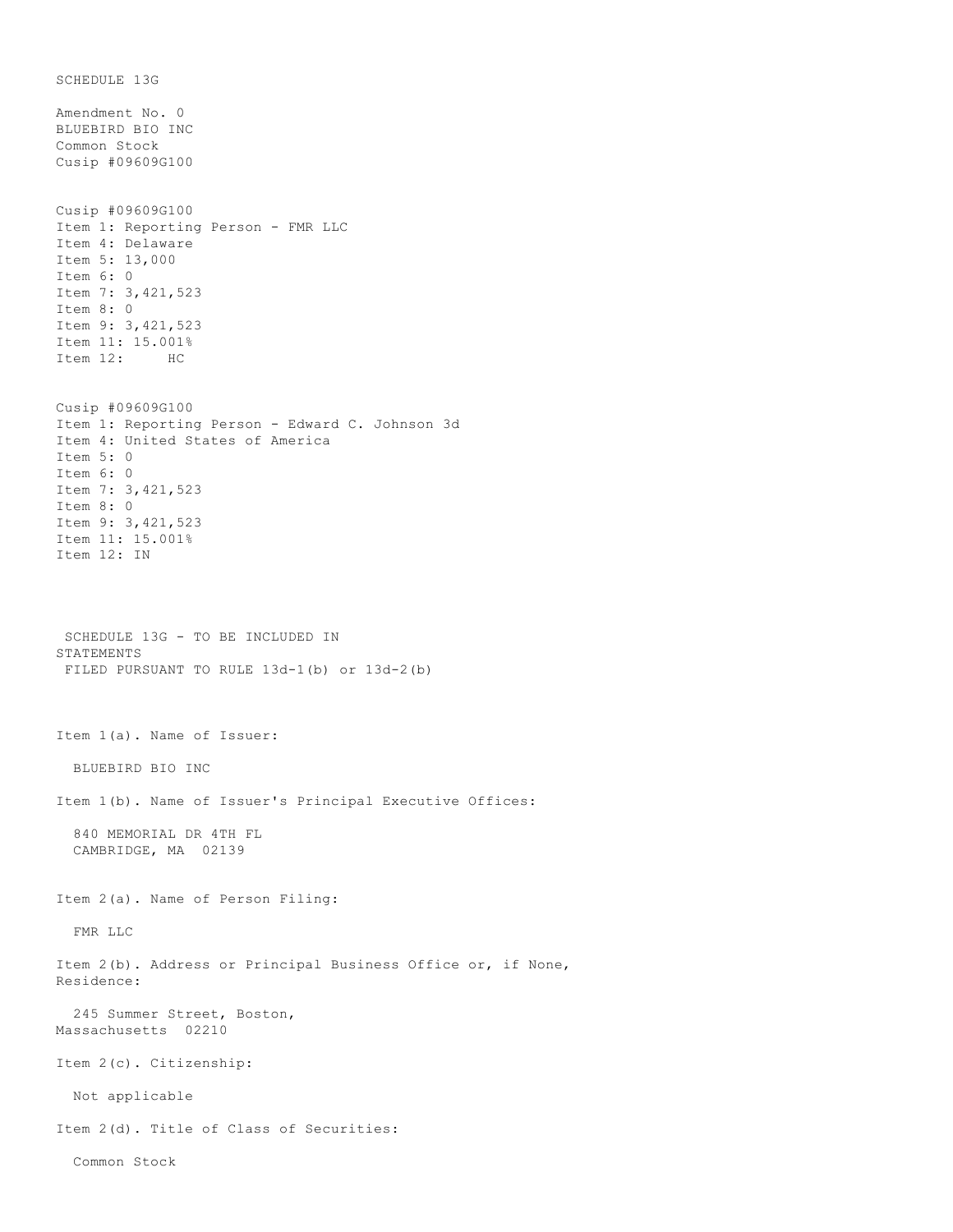SCHEDULE 13G

Amendment No. 0
BLUEBIRD BIO INC
Common Stock
Cusip #09609G100

Cusip #09609G100
Item 1: Reporting Person - FMR LLC
Item 4: Delaware
Item 5: 13,000
Item 6: 0
Item 7: 3,421,523
Item 8: 0
Item 9: 3,421,523
Item 11: 15.001%
Item 12: HC

Cusip #09609G100
Item 1: Reporting Person - Edward C. Johnson 3d
Item 4: United States of America
Item 5: 0
Item 6: 0
Item 7: 3,421,523
Item 8: 0
Item 9: 3,421,523
Item 11: 15.001%
Item 12: IN

SCHEDULE 13G - TO BE INCLUDED IN STATEMENTS
FILED PURSUANT TO RULE 13d-1(b) or 13d-2(b)

Item 1(a). Name of Issuer:

BLUEBIRD BIO INC

Item 1(b). Name of Issuer's Principal Executive Offices:

840 MEMORIAL DR 4TH FL
CAMBRIDGE, MA 02139

Item 2(a). Name of Person Filing:

FMR LLC

Item 2(b). Address or Principal Business Office or, if None, Residence:

245 Summer Street, Boston, Massachusetts 02210

Item 2(c). Citizenship:

Not applicable

Item 2(d). Title of Class of Securities:

Common Stock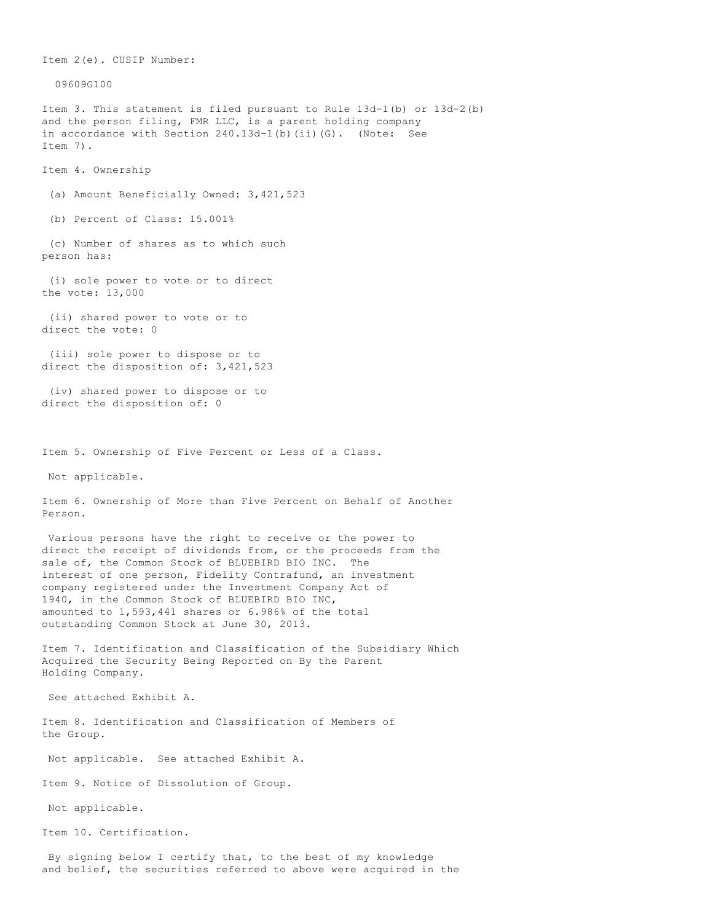Item 2(e). CUSIP Number:

09609G100

Item 3. This statement is filed pursuant to Rule 13d-1(b) or 13d-2(b) and the person filing, FMR LLC, is a parent holding company in accordance with Section 240.13d-1(b)(ii)(G). (Note: See Item 7).

Item 4. Ownership

(a) Amount Beneficially Owned: 3,421,523

(b) Percent of Class: 15.001%

(c) Number of shares as to which such person has:

(i) sole power to vote or to direct the vote: 13,000

(ii) shared power to vote or to direct the vote: 0

(iii) sole power to dispose or to direct the disposition of: 3,421,523

(iv) shared power to dispose or to direct the disposition of: 0

Item 5. Ownership of Five Percent or Less of a Class.

Not applicable.

Item 6. Ownership of More than Five Percent on Behalf of Another Person.

Various persons have the right to receive or the power to direct the receipt of dividends from, or the proceeds from the sale of, the Common Stock of BLUEBIRD BIO INC. The interest of one person, Fidelity Contrafund, an investment company registered under the Investment Company Act of 1940, in the Common Stock of BLUEBIRD BIO INC, amounted to 1,593,441 shares or 6.986% of the total outstanding Common Stock at June 30, 2013.

Item 7. Identification and Classification of the Subsidiary Which Acquired the Security Being Reported on By the Parent Holding Company.

See attached Exhibit A.

Item 8. Identification and Classification of Members of the Group.

Not applicable. See attached Exhibit A.

Item 9. Notice of Dissolution of Group.

Not applicable.

Item 10. Certification.

By signing below I certify that, to the best of my knowledge and belief, the securities referred to above were acquired in the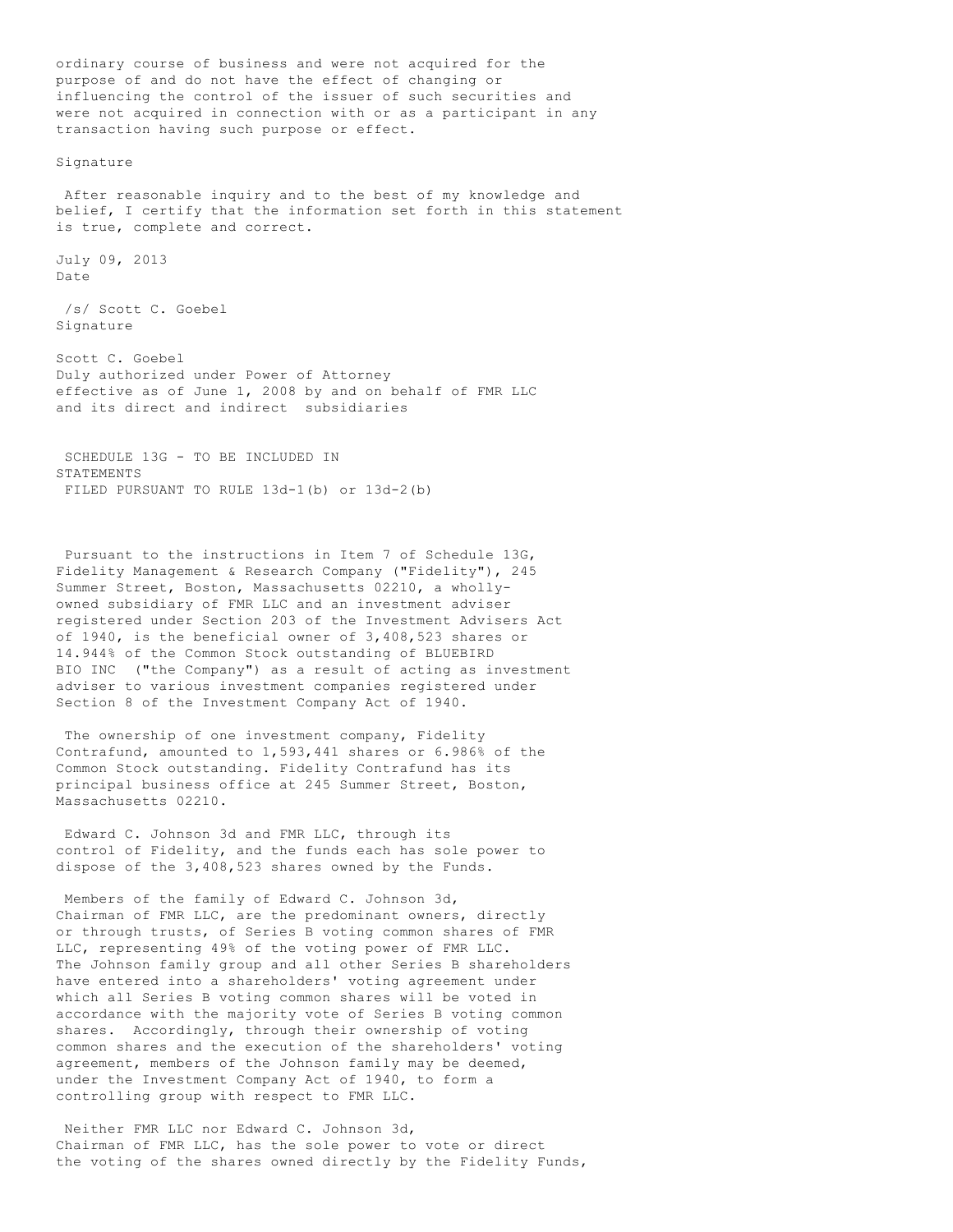ordinary course of business and were not acquired for the purpose of and do not have the effect of changing or influencing the control of the issuer of such securities and were not acquired in connection with or as a participant in any transaction having such purpose or effect.

Signature

After reasonable inquiry and to the best of my knowledge and belief, I certify that the information set forth in this statement is true, complete and correct.

July 09, 2013
Date

/s/ Scott C. Goebel
Signature

Scott C. Goebel
Duly authorized under Power of Attorney effective as of June 1, 2008 by and on behalf of FMR LLC and its direct and indirect subsidiaries

SCHEDULE 13G - TO BE INCLUDED IN STATEMENTS
FILED PURSUANT TO RULE 13d-1(b) or 13d-2(b)

Pursuant to the instructions in Item 7 of Schedule 13G, Fidelity Management & Research Company ("Fidelity"), 245 Summer Street, Boston, Massachusetts 02210, a wholly-owned subsidiary of FMR LLC and an investment adviser registered under Section 203 of the Investment Advisers Act of 1940, is the beneficial owner of 3,408,523 shares or 14.944% of the Common Stock outstanding of BLUEBIRD BIO INC ("the Company") as a result of acting as investment adviser to various investment companies registered under Section 8 of the Investment Company Act of 1940.

The ownership of one investment company, Fidelity Contrafund, amounted to 1,593,441 shares or 6.986% of the Common Stock outstanding. Fidelity Contrafund has its principal business office at 245 Summer Street, Boston, Massachusetts 02210.

Edward C. Johnson 3d and FMR LLC, through its control of Fidelity, and the funds each has sole power to dispose of the 3,408,523 shares owned by the Funds.

Members of the family of Edward C. Johnson 3d, Chairman of FMR LLC, are the predominant owners, directly or through trusts, of Series B voting common shares of FMR LLC, representing 49% of the voting power of FMR LLC. The Johnson family group and all other Series B shareholders have entered into a shareholders' voting agreement under which all Series B voting common shares will be voted in accordance with the majority vote of Series B voting common shares. Accordingly, through their ownership of voting common shares and the execution of the shareholders' voting agreement, members of the Johnson family may be deemed, under the Investment Company Act of 1940, to form a controlling group with respect to FMR LLC.

Neither FMR LLC nor Edward C. Johnson 3d, Chairman of FMR LLC, has the sole power to vote or direct the voting of the shares owned directly by the Fidelity Funds,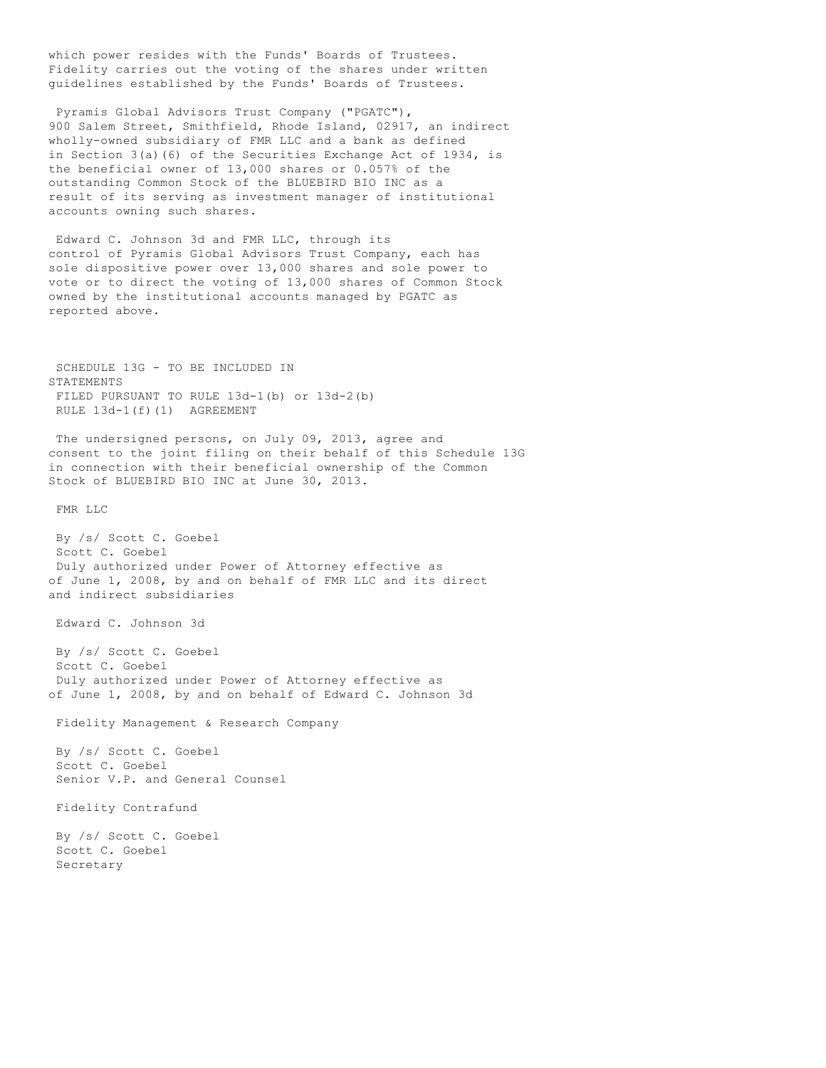which power resides with the Funds' Boards of Trustees. Fidelity carries out the voting of the shares under written guidelines established by the Funds' Boards of Trustees.

Pyramis Global Advisors Trust Company ("PGATC"), 900 Salem Street, Smithfield, Rhode Island, 02917, an indirect wholly-owned subsidiary of FMR LLC and a bank as defined in Section 3(a)(6) of the Securities Exchange Act of 1934, is the beneficial owner of 13,000 shares or 0.057% of the outstanding Common Stock of the BLUEBIRD BIO INC as a result of its serving as investment manager of institutional accounts owning such shares.

Edward C. Johnson 3d and FMR LLC, through its control of Pyramis Global Advisors Trust Company, each has sole dispositive power over 13,000 shares and sole power to vote or to direct the voting of 13,000 shares of Common Stock owned by the institutional accounts managed by PGATC as reported above.

SCHEDULE 13G - TO BE INCLUDED IN STATEMENTS
FILED PURSUANT TO RULE 13d-1(b) or 13d-2(b)
RULE 13d-1(f)(1) AGREEMENT

The undersigned persons, on July 09, 2013, agree and consent to the joint filing on their behalf of this Schedule 13G in connection with their beneficial ownership of the Common Stock of BLUEBIRD BIO INC at June 30, 2013.

FMR LLC

By /s/ Scott C. Goebel
Scott C. Goebel
Duly authorized under Power of Attorney effective as of June 1, 2008, by and on behalf of FMR LLC and its direct and indirect subsidiaries

Edward C. Johnson 3d

By /s/ Scott C. Goebel
Scott C. Goebel
Duly authorized under Power of Attorney effective as of June 1, 2008, by and on behalf of Edward C. Johnson 3d

Fidelity Management & Research Company

By /s/ Scott C. Goebel
Scott C. Goebel
Senior V.P. and General Counsel

Fidelity Contrafund

By /s/ Scott C. Goebel
Scott C. Goebel
Secretary